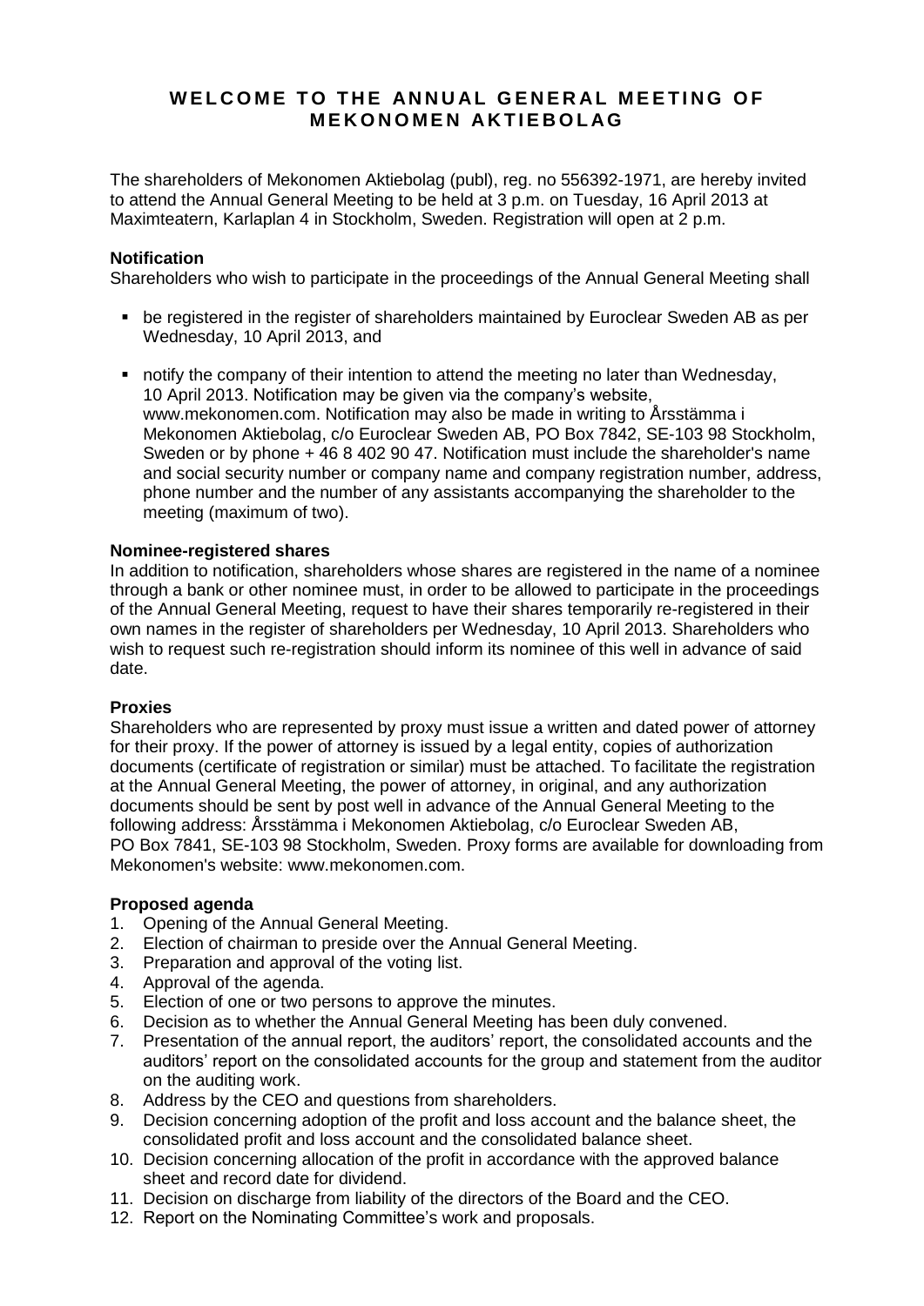# WELCOME TO THE ANNUAL GENERAL MEETING OF MEKONOMEN AKTIEBOLAG

The shareholders of Mekonomen Aktiebolag (publ), reg. no 556392-1971, are hereby invited to attend the Annual General Meeting to be held at 3 p.m. on Tuesday, 16 April 2013 at Maximteatern, Karlaplan 4 in Stockholm, Sweden. Registration will open at 2 p.m.

**Notification**

Shareholders who wish to participate in the proceedings of the Annual General Meeting shall

- be registered in the register of shareholders maintained by Euroclear Sweden AB as per Wednesday, 10 April 2013, and
- notify the company of their intention to attend the meeting no later than Wednesday, 10 April 2013. Notification may be given via the company's website, www.mekonomen.com. Notification may also be made in writing to Årsstämma i Mekonomen Aktiebolag, c/o Euroclear Sweden AB, PO Box 7842, SE-103 98 Stockholm, Sweden or by phone + 46 8 402 90 47. Notification must include the shareholder's name and social security number or company name and company registration number, address, phone number and the number of any assistants accompanying the shareholder to the meeting (maximum of two).

**Nominee-registered shares**

In addition to notification, shareholders whose shares are registered in the name of a nominee through a bank or other nominee must, in order to be allowed to participate in the proceedings of the Annual General Meeting, request to have their shares temporarily re-registered in their own names in the register of shareholders per Wednesday, 10 April 2013. Shareholders who wish to request such re-registration should inform its nominee of this well in advance of said date.

**Proxies**

Shareholders who are represented by proxy must issue a written and dated power of attorney for their proxy. If the power of attorney is issued by a legal entity, copies of authorization documents (certificate of registration or similar) must be attached. To facilitate the registration at the Annual General Meeting, the power of attorney, in original, and any authorization documents should be sent by post well in advance of the Annual General Meeting to the following address: Årsstämma i Mekonomen Aktiebolag, c/o Euroclear Sweden AB, PO Box 7841, SE-103 98 Stockholm, Sweden. Proxy forms are available for downloading from Mekonomen's website: www.mekonomen.com.

**Proposed agenda**

1. Opening of the Annual General Meeting.
2. Election of chairman to preside over the Annual General Meeting.
3. Preparation and approval of the voting list.
4. Approval of the agenda.
5. Election of one or two persons to approve the minutes.
6. Decision as to whether the Annual General Meeting has been duly convened.
7. Presentation of the annual report, the auditors' report, the consolidated accounts and the auditors' report on the consolidated accounts for the group and statement from the auditor on the auditing work.
8. Address by the CEO and questions from shareholders.
9. Decision concerning adoption of the profit and loss account and the balance sheet, the consolidated profit and loss account and the consolidated balance sheet.
10. Decision concerning allocation of the profit in accordance with the approved balance sheet and record date for dividend.
11. Decision on discharge from liability of the directors of the Board and the CEO.
12. Report on the Nominating Committee's work and proposals.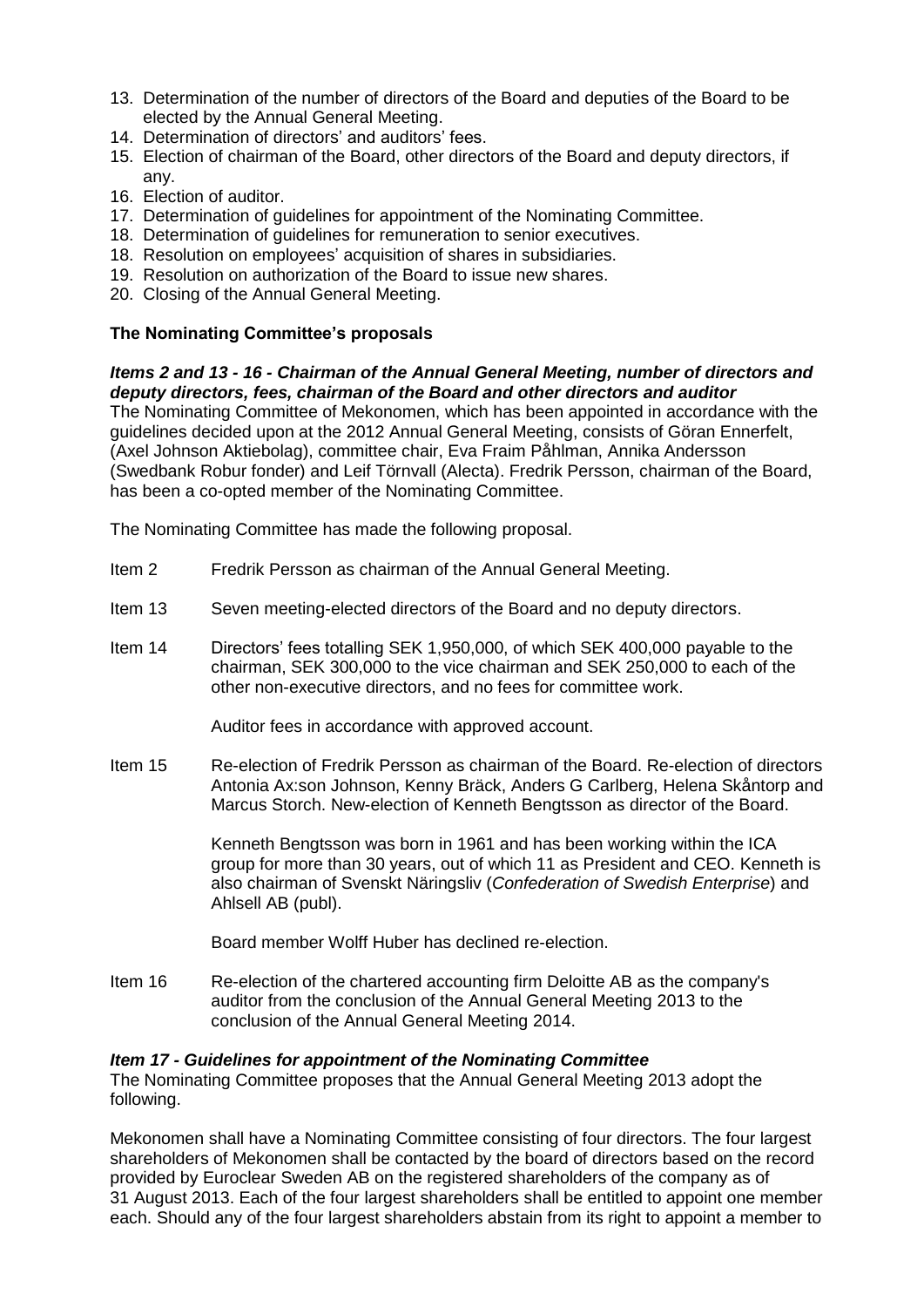13. Determination of the number of directors of the Board and deputies of the Board to be elected by the Annual General Meeting.
14. Determination of directors' and auditors' fees.
15. Election of chairman of the Board, other directors of the Board and deputy directors, if any.
16. Election of auditor.
17. Determination of guidelines for appointment of the Nominating Committee.
18. Determination of guidelines for remuneration to senior executives.
18. Resolution on employees' acquisition of shares in subsidiaries.
19. Resolution on authorization of the Board to issue new shares.
20. Closing of the Annual General Meeting.

**The Nominating Committee's proposals**

***Items 2 and 13 - 16 - Chairman of the Annual General Meeting, number of directors and deputy directors, fees, chairman of the Board and other directors and auditor***

The Nominating Committee of Mekonomen, which has been appointed in accordance with the guidelines decided upon at the 2012 Annual General Meeting, consists of Göran Ennerfelt, (Axel Johnson Aktiebolag), committee chair, Eva Fraim Påhlman, Annika Andersson (Swedbank Robur fonder) and Leif Törnvall (Alecta). Fredrik Persson, chairman of the Board, has been a co-opted member of the Nominating Committee.

The Nominating Committee has made the following proposal.

Item 2 Fredrik Persson as chairman of the Annual General Meeting.

Item 13 Seven meeting-elected directors of the Board and no deputy directors.

Item 14 Directors' fees totalling SEK 1,950,000, of which SEK 400,000 payable to the chairman, SEK 300,000 to the vice chairman and SEK 250,000 to each of the other non-executive directors, and no fees for committee work.

Auditor fees in accordance with approved account.

Item 15 Re-election of Fredrik Persson as chairman of the Board. Re-election of directors Antonia Ax:son Johnson, Kenny Bräck, Anders G Carlberg, Helena Skåntorp and Marcus Storch. New-election of Kenneth Bengtsson as director of the Board.

Kenneth Bengtsson was born in 1961 and has been working within the ICA group for more than 30 years, out of which 11 as President and CEO. Kenneth is also chairman of Svenskt Näringsliv (*Confederation of Swedish Enterprise*) and Ahlsell AB (publ).

Board member Wolff Huber has declined re-election.

Item 16 Re-election of the chartered accounting firm Deloitte AB as the company's auditor from the conclusion of the Annual General Meeting 2013 to the conclusion of the Annual General Meeting 2014.

***Item 17 - Guidelines for appointment of the Nominating Committee***

The Nominating Committee proposes that the Annual General Meeting 2013 adopt the following.

Mekonomen shall have a Nominating Committee consisting of four directors. The four largest shareholders of Mekonomen shall be contacted by the board of directors based on the record provided by Euroclear Sweden AB on the registered shareholders of the company as of 31 August 2013. Each of the four largest shareholders shall be entitled to appoint one member each. Should any of the four largest shareholders abstain from its right to appoint a member to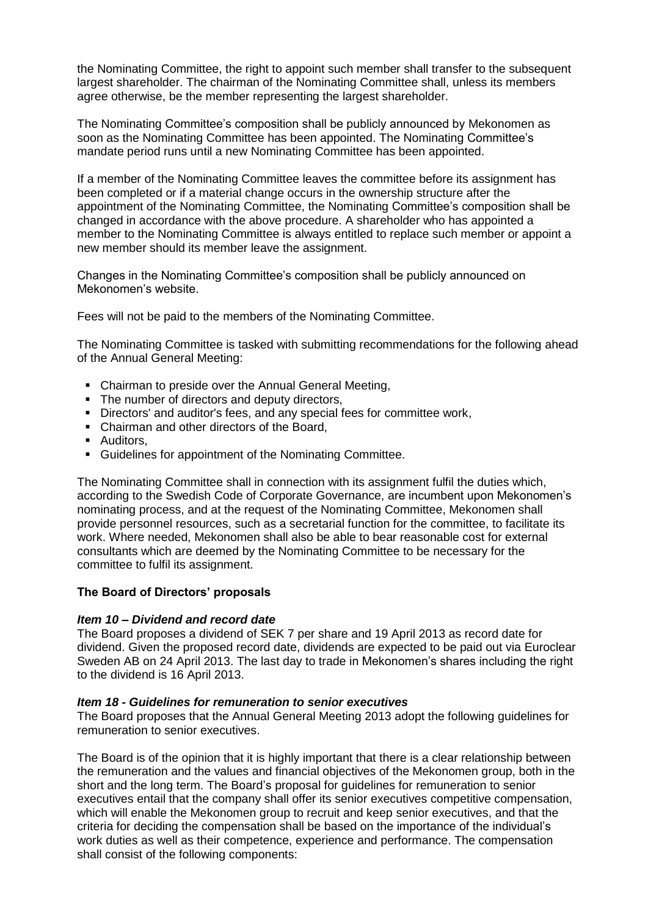the Nominating Committee, the right to appoint such member shall transfer to the subsequent largest shareholder. The chairman of the Nominating Committee shall, unless its members agree otherwise, be the member representing the largest shareholder.

The Nominating Committee's composition shall be publicly announced by Mekonomen as soon as the Nominating Committee has been appointed. The Nominating Committee's mandate period runs until a new Nominating Committee has been appointed.

If a member of the Nominating Committee leaves the committee before its assignment has been completed or if a material change occurs in the ownership structure after the appointment of the Nominating Committee, the Nominating Committee's composition shall be changed in accordance with the above procedure. A shareholder who has appointed a member to the Nominating Committee is always entitled to replace such member or appoint a new member should its member leave the assignment.

Changes in the Nominating Committee's composition shall be publicly announced on Mekonomen's website.

Fees will not be paid to the members of the Nominating Committee.

The Nominating Committee is tasked with submitting recommendations for the following ahead of the Annual General Meeting:

- Chairman to preside over the Annual General Meeting,
- The number of directors and deputy directors,
- Directors' and auditor's fees, and any special fees for committee work,
- Chairman and other directors of the Board,
- Auditors,
- Guidelines for appointment of the Nominating Committee.

The Nominating Committee shall in connection with its assignment fulfil the duties which, according to the Swedish Code of Corporate Governance, are incumbent upon Mekonomen's nominating process, and at the request of the Nominating Committee, Mekonomen shall provide personnel resources, such as a secretarial function for the committee, to facilitate its work. Where needed, Mekonomen shall also be able to bear reasonable cost for external consultants which are deemed by the Nominating Committee to be necessary for the committee to fulfil its assignment.

## The Board of Directors' proposals

### *Item 10 – Dividend and record date*

The Board proposes a dividend of SEK 7 per share and 19 April 2013 as record date for dividend. Given the proposed record date, dividends are expected to be paid out via Euroclear Sweden AB on 24 April 2013. The last day to trade in Mekonomen's shares including the right to the dividend is 16 April 2013.

### *Item 18 - Guidelines for remuneration to senior executives*

The Board proposes that the Annual General Meeting 2013 adopt the following guidelines for remuneration to senior executives.

The Board is of the opinion that it is highly important that there is a clear relationship between the remuneration and the values and financial objectives of the Mekonomen group, both in the short and the long term. The Board's proposal for guidelines for remuneration to senior executives entail that the company shall offer its senior executives competitive compensation, which will enable the Mekonomen group to recruit and keep senior executives, and that the criteria for deciding the compensation shall be based on the importance of the individual's work duties as well as their competence, experience and performance. The compensation shall consist of the following components: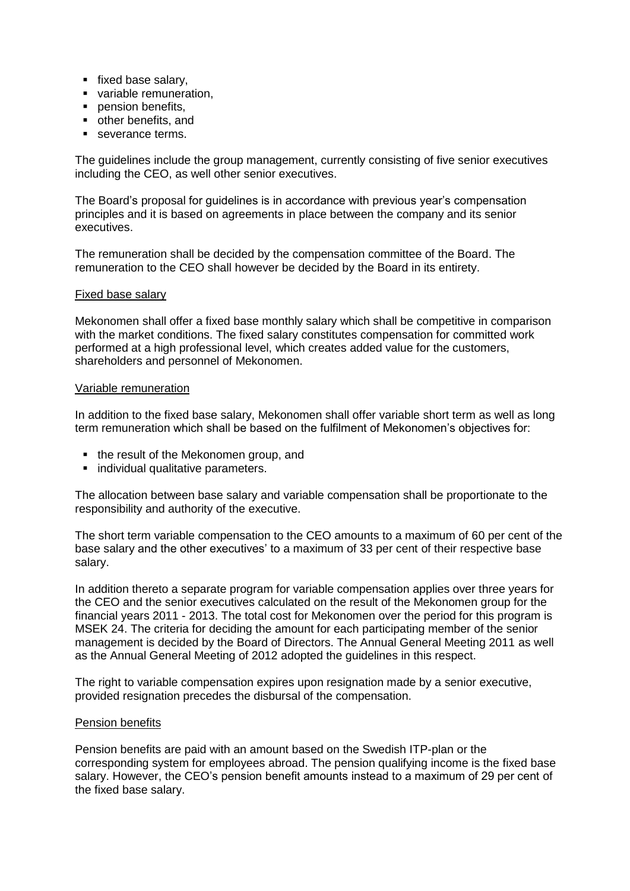- fixed base salary,
- variable remuneration,
- pension benefits,
- other benefits, and
- severance terms.

The guidelines include the group management, currently consisting of five senior executives including the CEO, as well other senior executives.

The Board's proposal for guidelines is in accordance with previous year's compensation principles and it is based on agreements in place between the company and its senior executives.

The remuneration shall be decided by the compensation committee of the Board. The remuneration to the CEO shall however be decided by the Board in its entirety.

Fixed base salary

Mekonomen shall offer a fixed base monthly salary which shall be competitive in comparison with the market conditions. The fixed salary constitutes compensation for committed work performed at a high professional level, which creates added value for the customers, shareholders and personnel of Mekonomen.

Variable remuneration

In addition to the fixed base salary, Mekonomen shall offer variable short term as well as long term remuneration which shall be based on the fulfilment of Mekonomen's objectives for:

- the result of the Mekonomen group, and
- individual qualitative parameters.

The allocation between base salary and variable compensation shall be proportionate to the responsibility and authority of the executive.

The short term variable compensation to the CEO amounts to a maximum of 60 per cent of the base salary and the other executives' to a maximum of 33 per cent of their respective base salary.

In addition thereto a separate program for variable compensation applies over three years for the CEO and the senior executives calculated on the result of the Mekonomen group for the financial years 2011 - 2013. The total cost for Mekonomen over the period for this program is MSEK 24. The criteria for deciding the amount for each participating member of the senior management is decided by the Board of Directors. The Annual General Meeting 2011 as well as the Annual General Meeting of 2012 adopted the guidelines in this respect.

The right to variable compensation expires upon resignation made by a senior executive, provided resignation precedes the disbursal of the compensation.

Pension benefits

Pension benefits are paid with an amount based on the Swedish ITP-plan or the corresponding system for employees abroad. The pension qualifying income is the fixed base salary. However, the CEO's pension benefit amounts instead to a maximum of 29 per cent of the fixed base salary.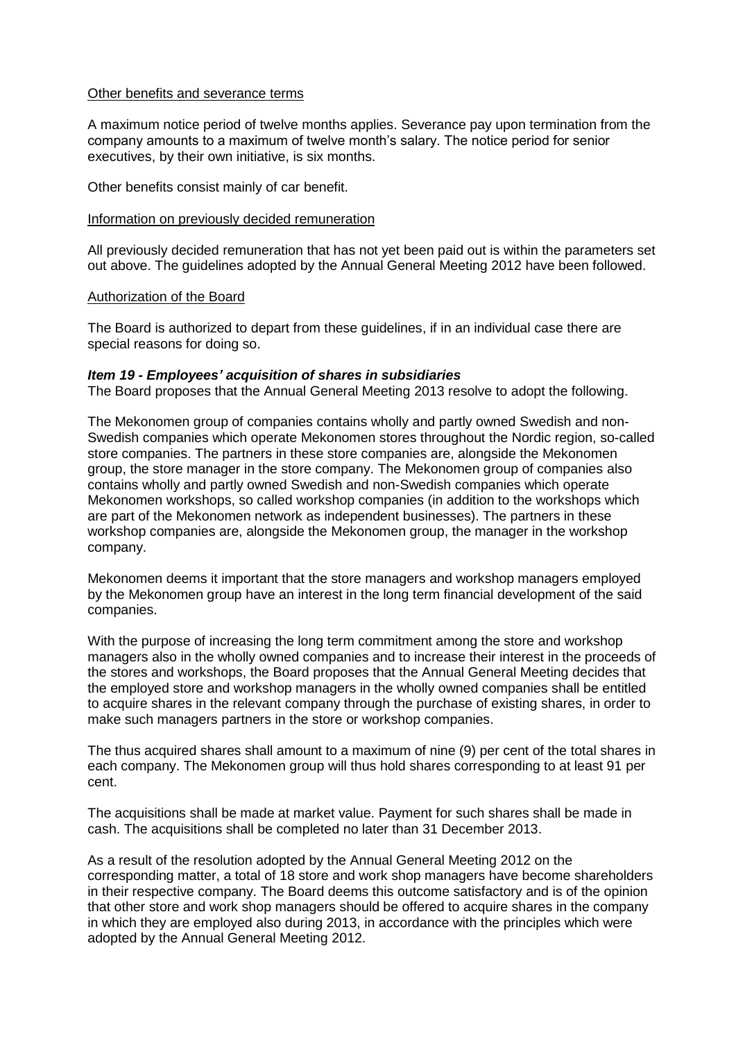Other benefits and severance terms

A maximum notice period of twelve months applies. Severance pay upon termination from the company amounts to a maximum of twelve month's salary. The notice period for senior executives, by their own initiative, is six months.

Other benefits consist mainly of car benefit.

Information on previously decided remuneration

All previously decided remuneration that has not yet been paid out is within the parameters set out above. The guidelines adopted by the Annual General Meeting 2012 have been followed.

Authorization of the Board

The Board is authorized to depart from these guidelines, if in an individual case there are special reasons for doing so.

***Item 19 - Employees' acquisition of shares in subsidiaries***

The Board proposes that the Annual General Meeting 2013 resolve to adopt the following.

The Mekonomen group of companies contains wholly and partly owned Swedish and non-Swedish companies which operate Mekonomen stores throughout the Nordic region, so-called store companies. The partners in these store companies are, alongside the Mekonomen group, the store manager in the store company. The Mekonomen group of companies also contains wholly and partly owned Swedish and non-Swedish companies which operate Mekonomen workshops, so called workshop companies (in addition to the workshops which are part of the Mekonomen network as independent businesses). The partners in these workshop companies are, alongside the Mekonomen group, the manager in the workshop company.

Mekonomen deems it important that the store managers and workshop managers employed by the Mekonomen group have an interest in the long term financial development of the said companies.

With the purpose of increasing the long term commitment among the store and workshop managers also in the wholly owned companies and to increase their interest in the proceeds of the stores and workshops, the Board proposes that the Annual General Meeting decides that the employed store and workshop managers in the wholly owned companies shall be entitled to acquire shares in the relevant company through the purchase of existing shares, in order to make such managers partners in the store or workshop companies.

The thus acquired shares shall amount to a maximum of nine (9) per cent of the total shares in each company. The Mekonomen group will thus hold shares corresponding to at least 91 per cent.

The acquisitions shall be made at market value. Payment for such shares shall be made in cash. The acquisitions shall be completed no later than 31 December 2013.

As a result of the resolution adopted by the Annual General Meeting 2012 on the corresponding matter, a total of 18 store and work shop managers have become shareholders in their respective company. The Board deems this outcome satisfactory and is of the opinion that other store and work shop managers should be offered to acquire shares in the company in which they are employed also during 2013, in accordance with the principles which were adopted by the Annual General Meeting 2012.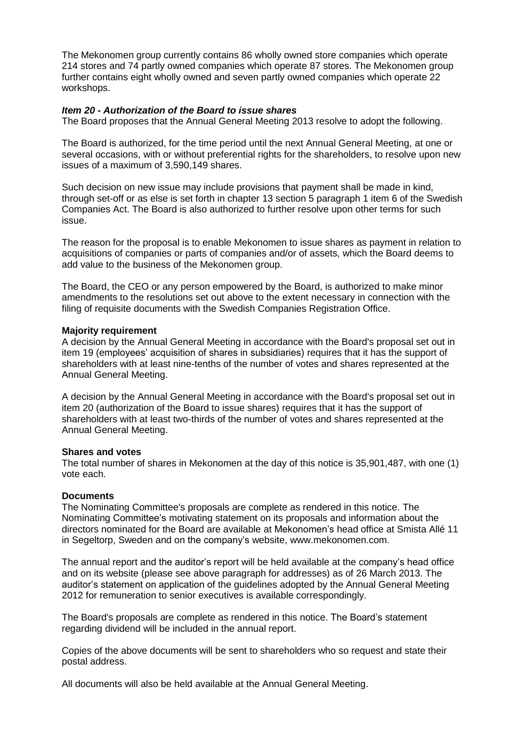The Mekonomen group currently contains 86 wholly owned store companies which operate 214 stores and 74 partly owned companies which operate 87 stores. The Mekonomen group further contains eight wholly owned and seven partly owned companies which operate 22 workshops.

***Item 20 - Authorization of the Board to issue shares***

The Board proposes that the Annual General Meeting 2013 resolve to adopt the following.

The Board is authorized, for the time period until the next Annual General Meeting, at one or several occasions, with or without preferential rights for the shareholders, to resolve upon new issues of a maximum of 3,590,149 shares.

Such decision on new issue may include provisions that payment shall be made in kind, through set-off or as else is set forth in chapter 13 section 5 paragraph 1 item 6 of the Swedish Companies Act. The Board is also authorized to further resolve upon other terms for such issue.

The reason for the proposal is to enable Mekonomen to issue shares as payment in relation to acquisitions of companies or parts of companies and/or of assets, which the Board deems to add value to the business of the Mekonomen group.

The Board, the CEO or any person empowered by the Board, is authorized to make minor amendments to the resolutions set out above to the extent necessary in connection with the filing of requisite documents with the Swedish Companies Registration Office.

**Majority requirement**

A decision by the Annual General Meeting in accordance with the Board's proposal set out in item 19 (employees' acquisition of shares in subsidiaries) requires that it has the support of shareholders with at least nine-tenths of the number of votes and shares represented at the Annual General Meeting.

A decision by the Annual General Meeting in accordance with the Board's proposal set out in item 20 (authorization of the Board to issue shares) requires that it has the support of shareholders with at least two-thirds of the number of votes and shares represented at the Annual General Meeting.

**Shares and votes**

The total number of shares in Mekonomen at the day of this notice is 35,901,487, with one (1) vote each.

**Documents**

The Nominating Committee's proposals are complete as rendered in this notice. The Nominating Committee's motivating statement on its proposals and information about the directors nominated for the Board are available at Mekonomen's head office at Smista Allé 11 in Segeltorp, Sweden and on the company's website, www.mekonomen.com.

The annual report and the auditor's report will be held available at the company's head office and on its website (please see above paragraph for addresses) as of 26 March 2013. The auditor's statement on application of the guidelines adopted by the Annual General Meeting 2012 for remuneration to senior executives is available correspondingly.

The Board's proposals are complete as rendered in this notice. The Board's statement regarding dividend will be included in the annual report.

Copies of the above documents will be sent to shareholders who so request and state their postal address.

All documents will also be held available at the Annual General Meeting.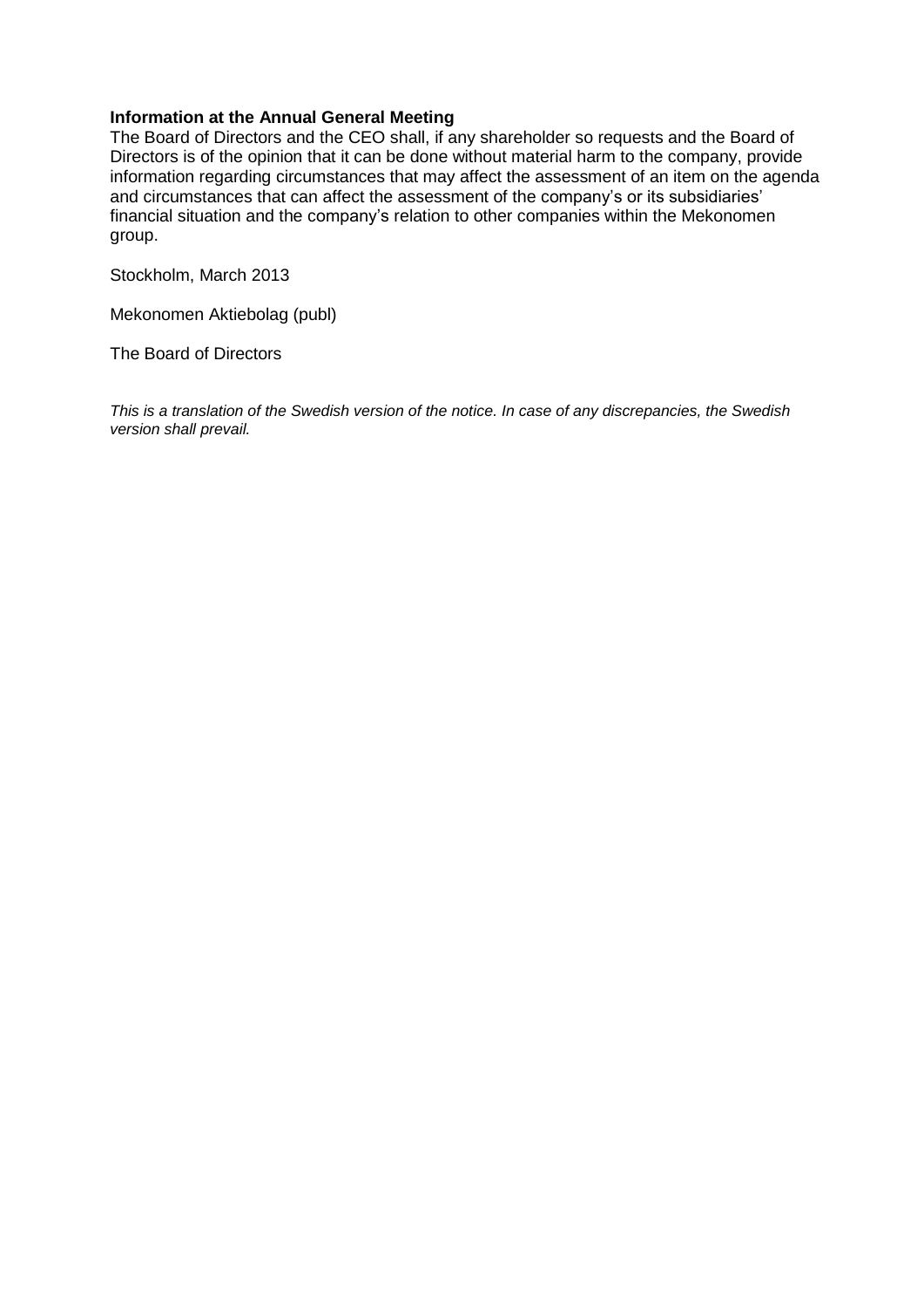**Information at the Annual General Meeting**
The Board of Directors and the CEO shall, if any shareholder so requests and the Board of Directors is of the opinion that it can be done without material harm to the company, provide information regarding circumstances that may affect the assessment of an item on the agenda and circumstances that can affect the assessment of the company's or its subsidiaries' financial situation and the company's relation to other companies within the Mekonomen group.

Stockholm, March 2013

Mekonomen Aktiebolag (publ)

The Board of Directors

*This is a translation of the Swedish version of the notice. In case of any discrepancies, the Swedish version shall prevail.*